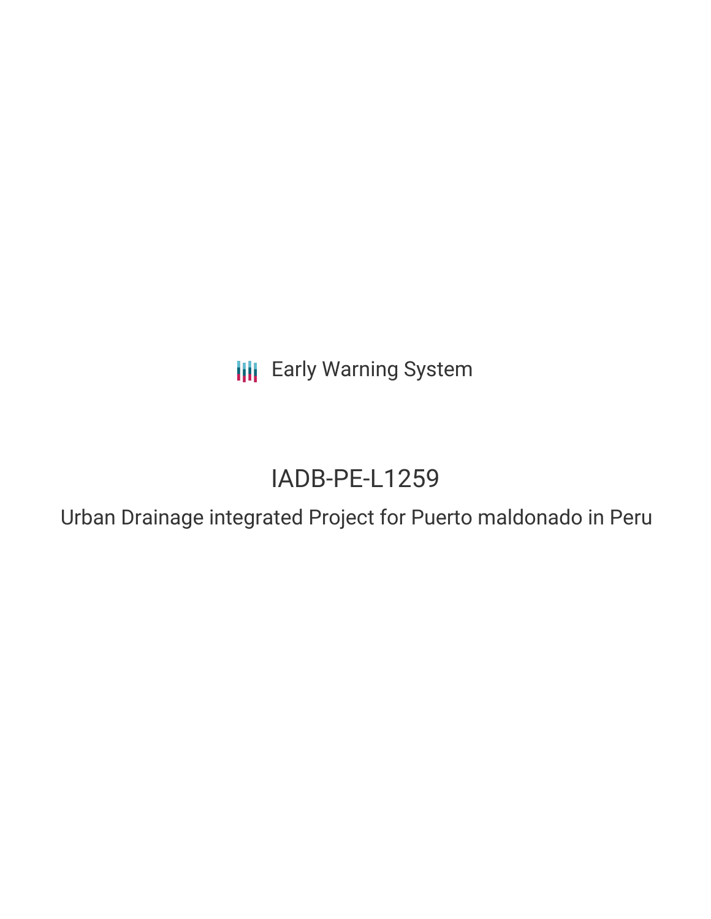Early Warning System

# IADB-PE-L1259

## Urban Drainage integrated Project for Puerto maldonado in Peru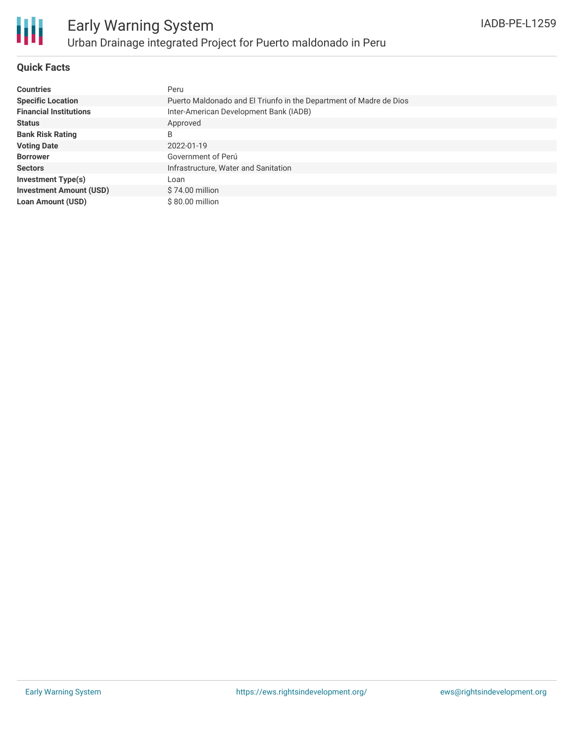# Early Warning System

## Urban Drainage integrated Project for Puerto maldonado in Peru

IADB-PE-L1259

### Quick Facts

| | |
|---|---|
| **Countries** | Peru |
| **Specific Location** | Puerto Maldonado and El Triunfo in the Department of Madre de Dios |
| **Financial Institutions** | Inter-American Development Bank (IADB) |
| **Status** | Approved |
| **Bank Risk Rating** | B |
| **Voting Date** | 2022-01-19 |
| **Borrower** | Government of Perú |
| **Sectors** | Infrastructure, Water and Sanitation |
| **Investment Type(s)** | Loan |
| **Investment Amount (USD)** | $ 74.00 million |
| **Loan Amount (USD)** | $ 80.00 million |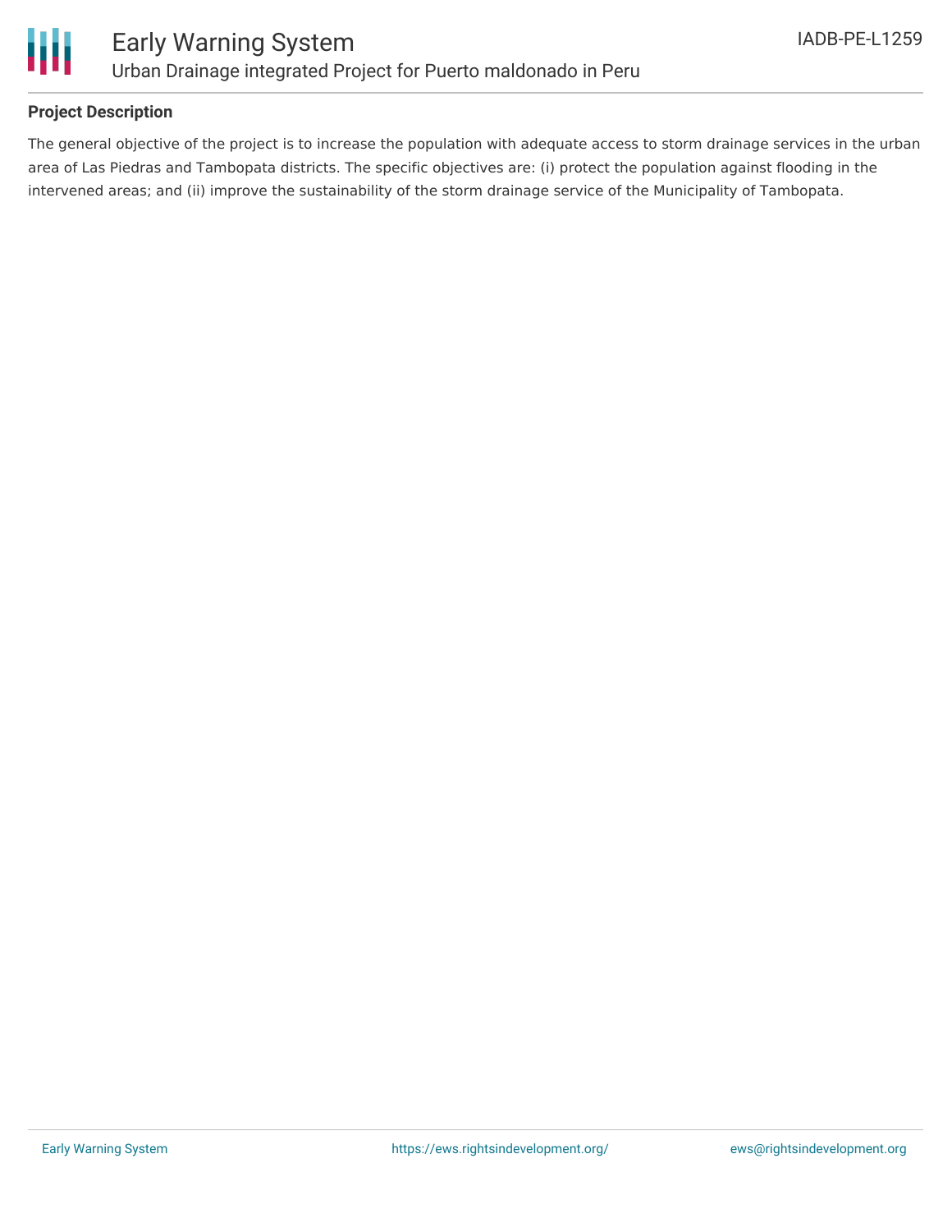## Project Description

The general objective of the project is to increase the population with adequate access to storm drainage services in the urban area of Las Piedras and Tambopata districts. The specific objectives are: (i) protect the population against flooding in the intervened areas; and (ii) improve the sustainability of the storm drainage service of the Municipality of Tambopata.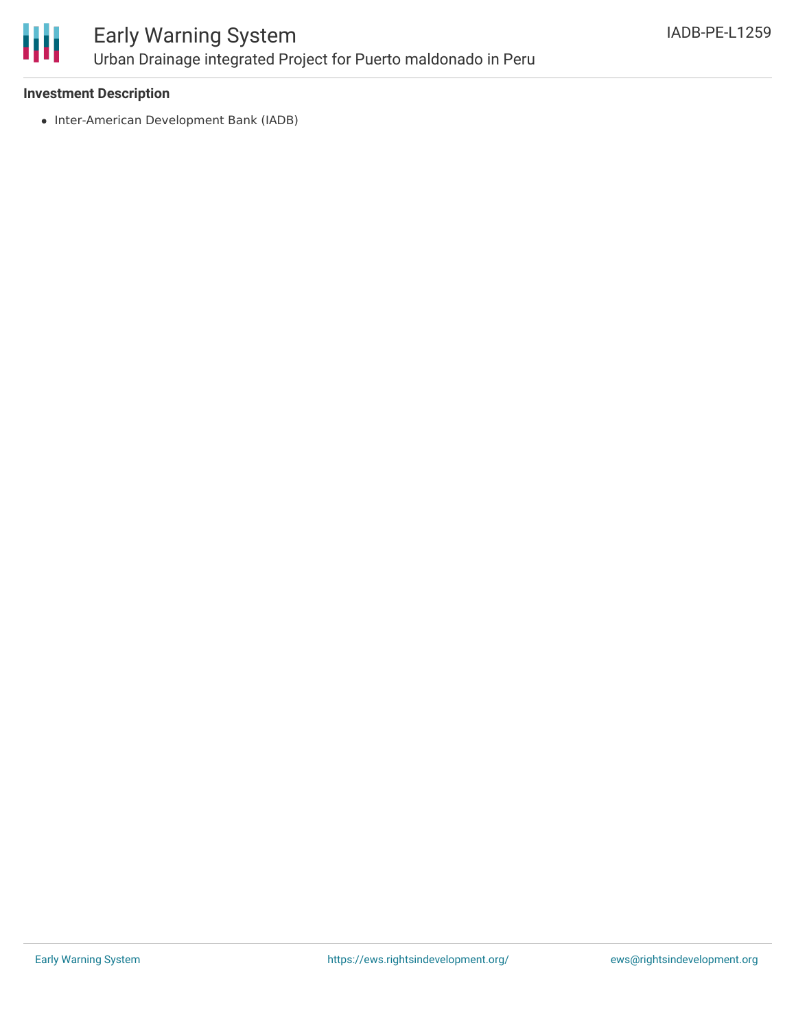### Investment Description

- Inter-American Development Bank (IADB)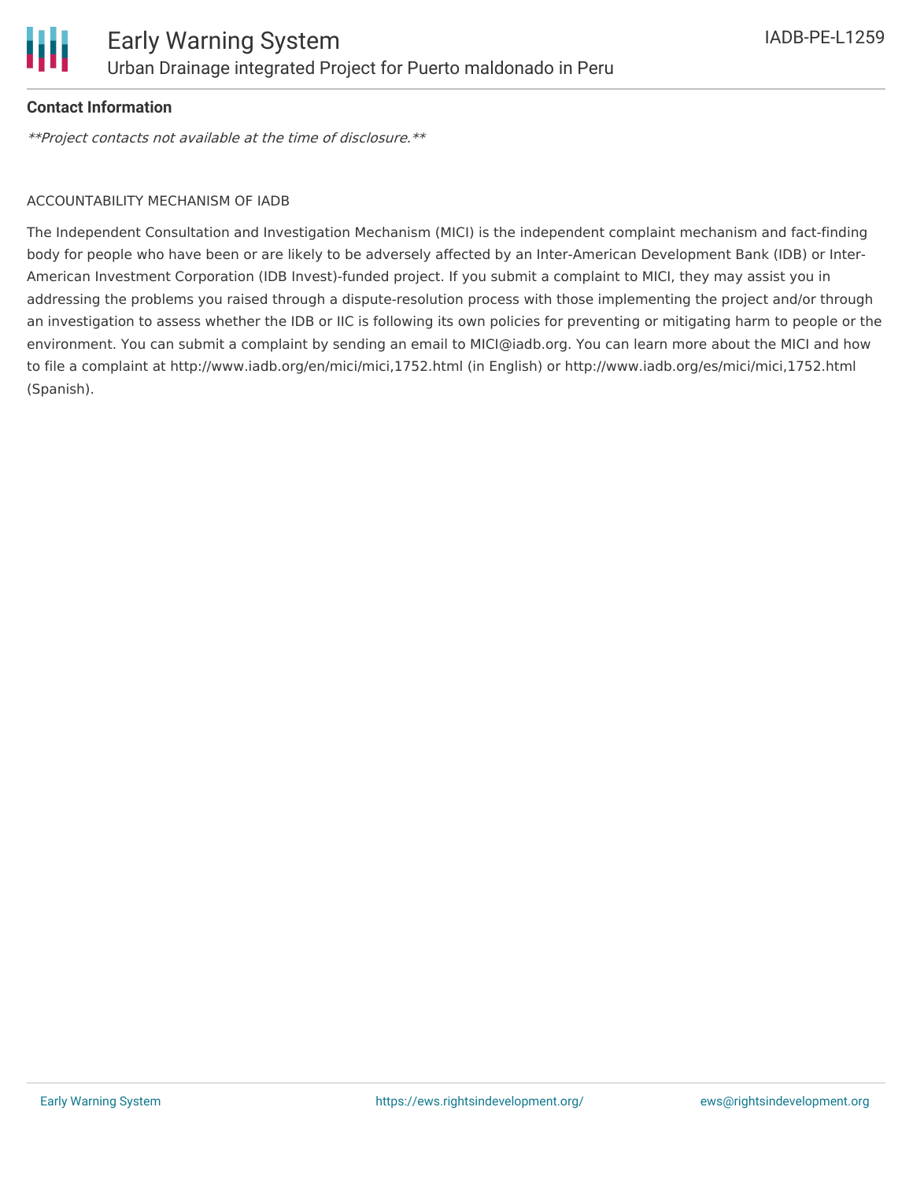**Contact Information**

*\*\*Project contacts not available at the time of disclosure.\*\**

ACCOUNTABILITY MECHANISM OF IADB

The Independent Consultation and Investigation Mechanism (MICI) is the independent complaint mechanism and fact-finding body for people who have been or are likely to be adversely affected by an Inter-American Development Bank (IDB) or Inter-American Investment Corporation (IDB Invest)-funded project. If you submit a complaint to MICI, they may assist you in addressing the problems you raised through a dispute-resolution process with those implementing the project and/or through an investigation to assess whether the IDB or IIC is following its own policies for preventing or mitigating harm to people or the environment. You can submit a complaint by sending an email to MICI@iadb.org. You can learn more about the MICI and how to file a complaint at http://www.iadb.org/en/mici/mici,1752.html (in English) or http://www.iadb.org/es/mici/mici,1752.html (Spanish).